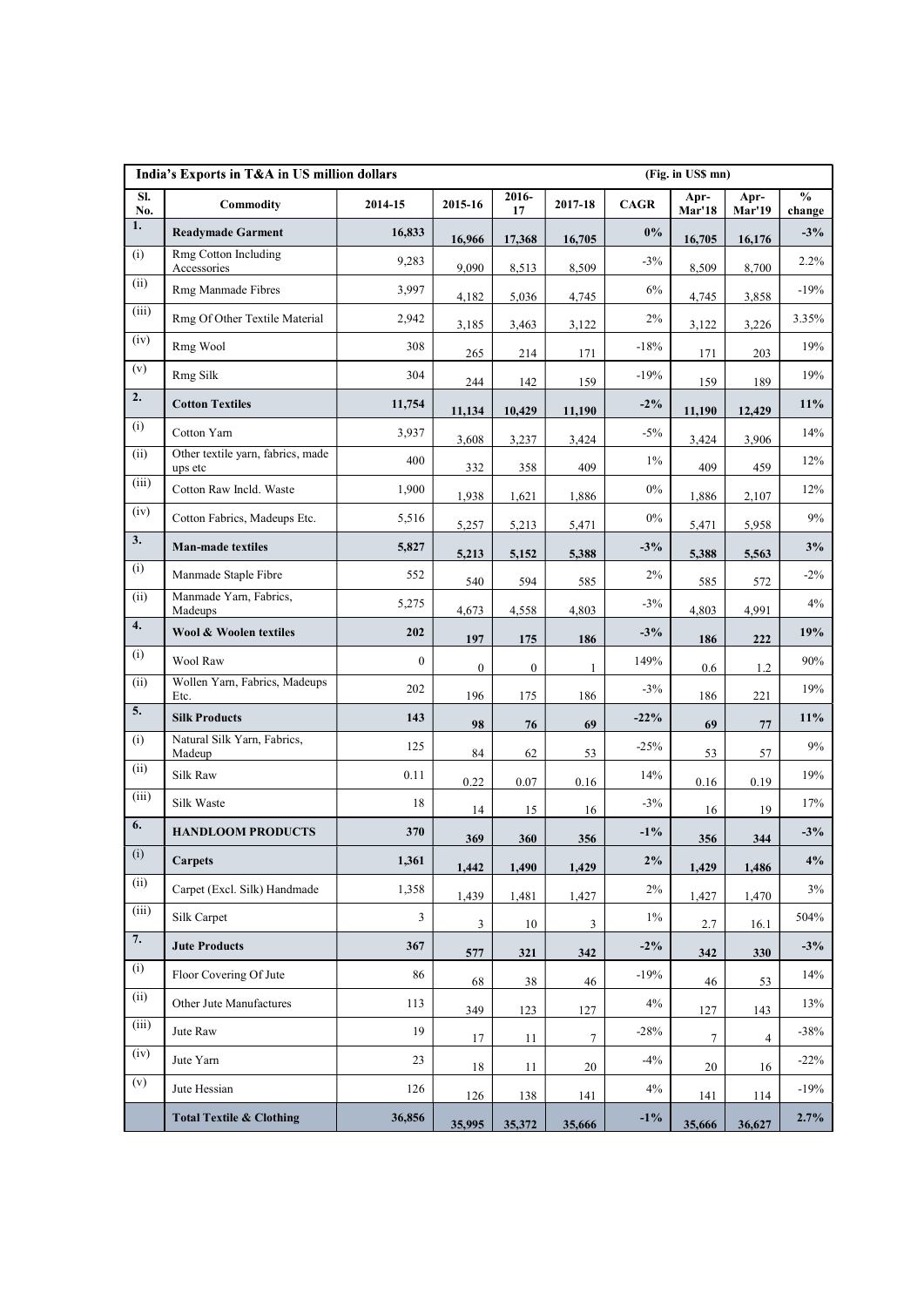| India's Exports in T&A in US million dollars | | | | | | | (Fig. in US$ mn) | | |
|---|---|---|---|---|---|---|---|---|---|
| **Sl. No.** | **Commodity** | **2014-15** | **2015-16** | **2016-17** | **2017-18** | **CAGR** | **Apr-Mar'18** | **Apr-Mar'19** | **% change** |
| **1.** | **Readymade Garment** | **16,833** | **16,966** | **17,368** | **16,705** | **0%** | **16,705** | **16,176** | **-3%** |
| (i) | Rmg Cotton Including Accessories | 9,283 | 9,090 | 8,513 | 8,509 | -3% | 8,509 | 8,700 | 2.2% |
| (ii) | Rmg Manmade Fibres | 3,997 | 4,182 | 5,036 | 4,745 | 6% | 4,745 | 3,858 | -19% |
| (iii) | Rmg Of Other Textile Material | 2,942 | 3,185 | 3,463 | 3,122 | 2% | 3,122 | 3,226 | 3.35% |
| (iv) | Rmg Wool | 308 | 265 | 214 | 171 | -18% | 171 | 203 | 19% |
| (v) | Rmg Silk | 304 | 244 | 142 | 159 | -19% | 159 | 189 | 19% |
| **2.** | **Cotton Textiles** | **11,754** | **11,134** | **10,429** | **11,190** | **-2%** | **11,190** | **12,429** | **11%** |
| (i) | Cotton Yarn | 3,937 | 3,608 | 3,237 | 3,424 | -5% | 3,424 | 3,906 | 14% |
| (ii) | Other textile yarn, fabrics, made ups etc | 400 | 332 | 358 | 409 | 1% | 409 | 459 | 12% |
| (iii) | Cotton Raw Incld. Waste | 1,900 | 1,938 | 1,621 | 1,886 | 0% | 1,886 | 2,107 | 12% |
| (iv) | Cotton Fabrics, Madeups Etc. | 5,516 | 5,257 | 5,213 | 5,471 | 0% | 5,471 | 5,958 | 9% |
| **3.** | **Man-made textiles** | **5,827** | **5,213** | **5,152** | **5,388** | **-3%** | **5,388** | **5,563** | **3%** |
| (i) | Manmade Staple Fibre | 552 | 540 | 594 | 585 | 2% | 585 | 572 | -2% |
| (ii) | Manmade Yarn, Fabrics, Madeups | 5,275 | 4,673 | 4,558 | 4,803 | -3% | 4,803 | 4,991 | 4% |
| **4.** | **Wool & Woolen textiles** | **202** | **197** | **175** | **186** | **-3%** | **186** | **222** | **19%** |
| (i) | Wool Raw | 0 | 0 | 0 | 1 | 149% | 0.6 | 1.2 | 90% |
| (ii) | Wollen Yarn, Fabrics, Madeups Etc. | 202 | 196 | 175 | 186 | -3% | 186 | 221 | 19% |
| **5.** | **Silk Products** | **143** | **98** | **76** | **69** | **-22%** | **69** | **77** | **11%** |
| (i) | Natural Silk Yarn, Fabrics, Madeup | 125 | 84 | 62 | 53 | -25% | 53 | 57 | 9% |
| (ii) | Silk Raw | 0.11 | 0.22 | 0.07 | 0.16 | 14% | 0.16 | 0.19 | 19% |
| (iii) | Silk Waste | 18 | 14 | 15 | 16 | -3% | 16 | 19 | 17% |
| **6.** | **HANDLOOM PRODUCTS** | **370** | **369** | **360** | **356** | **-1%** | **356** | **344** | **-3%** |
| (i) | **Carpets** | **1,361** | **1,442** | **1,490** | **1,429** | **2%** | **1,429** | **1,486** | **4%** |
| (ii) | Carpet (Excl. Silk) Handmade | 1,358 | 1,439 | 1,481 | 1,427 | 2% | 1,427 | 1,470 | 3% |
| (iii) | Silk Carpet | 3 | 3 | 10 | 3 | 1% | 2.7 | 16.1 | 504% |
| **7.** | **Jute Products** | **367** | **577** | **321** | **342** | **-2%** | **342** | **330** | **-3%** |
| (i) | Floor Covering Of Jute | 86 | 68 | 38 | 46 | -19% | 46 | 53 | 14% |
| (ii) | Other Jute Manufactures | 113 | 349 | 123 | 127 | 4% | 127 | 143 | 13% |
| (iii) | Jute Raw | 19 | 17 | 11 | 7 | -28% | 7 | 4 | -38% |
| (iv) | Jute Yarn | 23 | 18 | 11 | 20 | -4% | 20 | 16 | -22% |
| (v) | Jute Hessian | 126 | 126 | 138 | 141 | 4% | 141 | 114 | -19% |
| | **Total Textile & Clothing** | **36,856** | **35,995** | **35,372** | **35,666** | **-1%** | **35,666** | **36,627** | **2.7%** |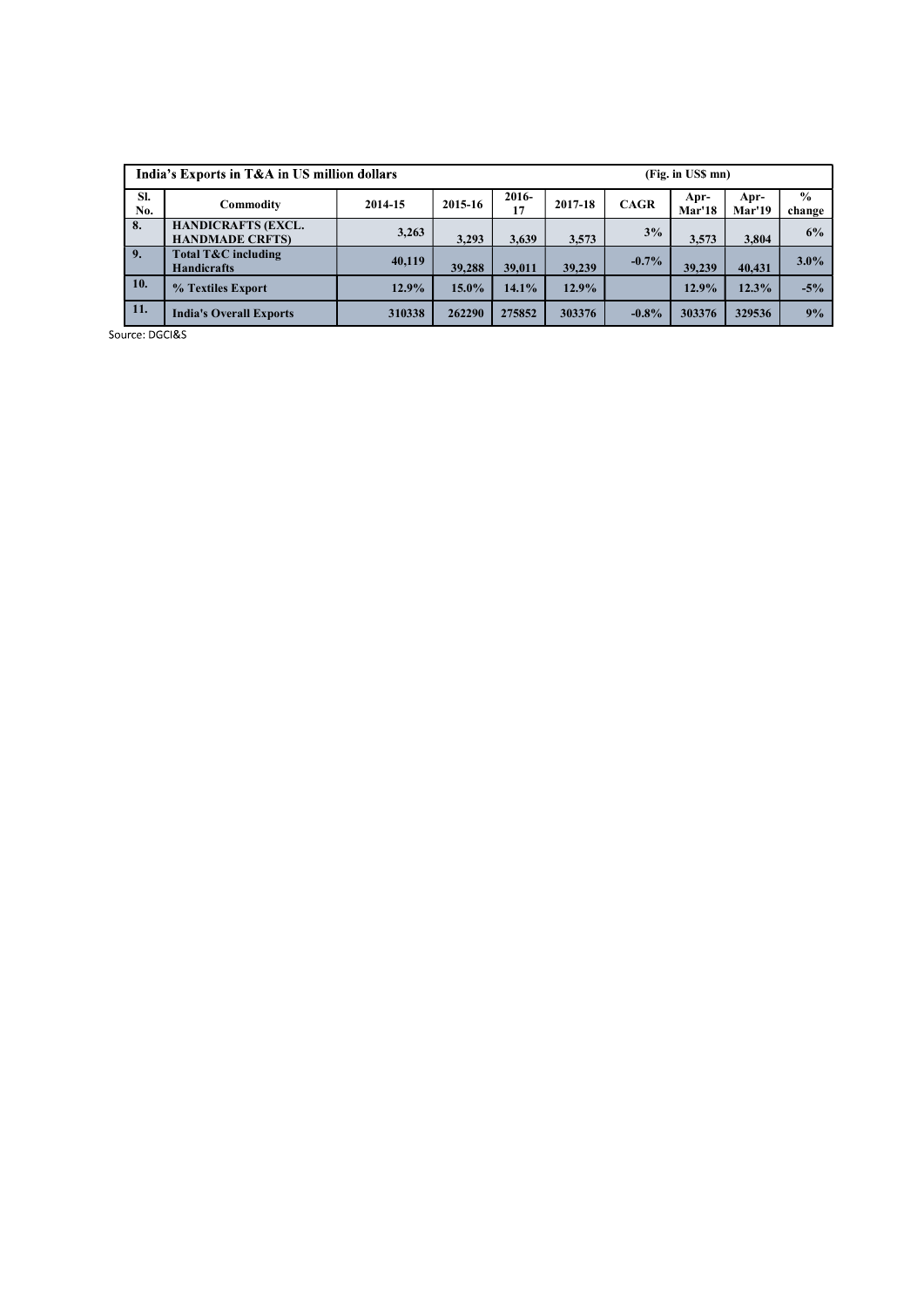| India's Exports in T&A in US million dollars | | | | | | | (Fig. in US$ mn) | | |
|---|---|---|---|---|---|---|---|---|---|
| Sl. No. | Commodity | 2014-15 | 2015-16 | 2016-17 | 2017-18 | CAGR | Apr-Mar'18 | Apr-Mar'19 | % change |
| 8. | HANDICRAFTS (EXCL. HANDMADE CRFTS) | 3,263 | 3,293 | 3,639 | 3,573 | 3% | 3,573 | 3,804 | 6% |
| 9. | Total T&C including Handicrafts | 40,119 | 39,288 | 39,011 | 39,239 | -0.7% | 39,239 | 40,431 | 3.0% |
| 10. | % Textiles Export | 12.9% | 15.0% | 14.1% | 12.9% | | 12.9% | 12.3% | -5% |
| 11. | India's Overall Exports | 310338 | 262290 | 275852 | 303376 | -0.8% | 303376 | 329536 | 9% |

Source: DGCI&S